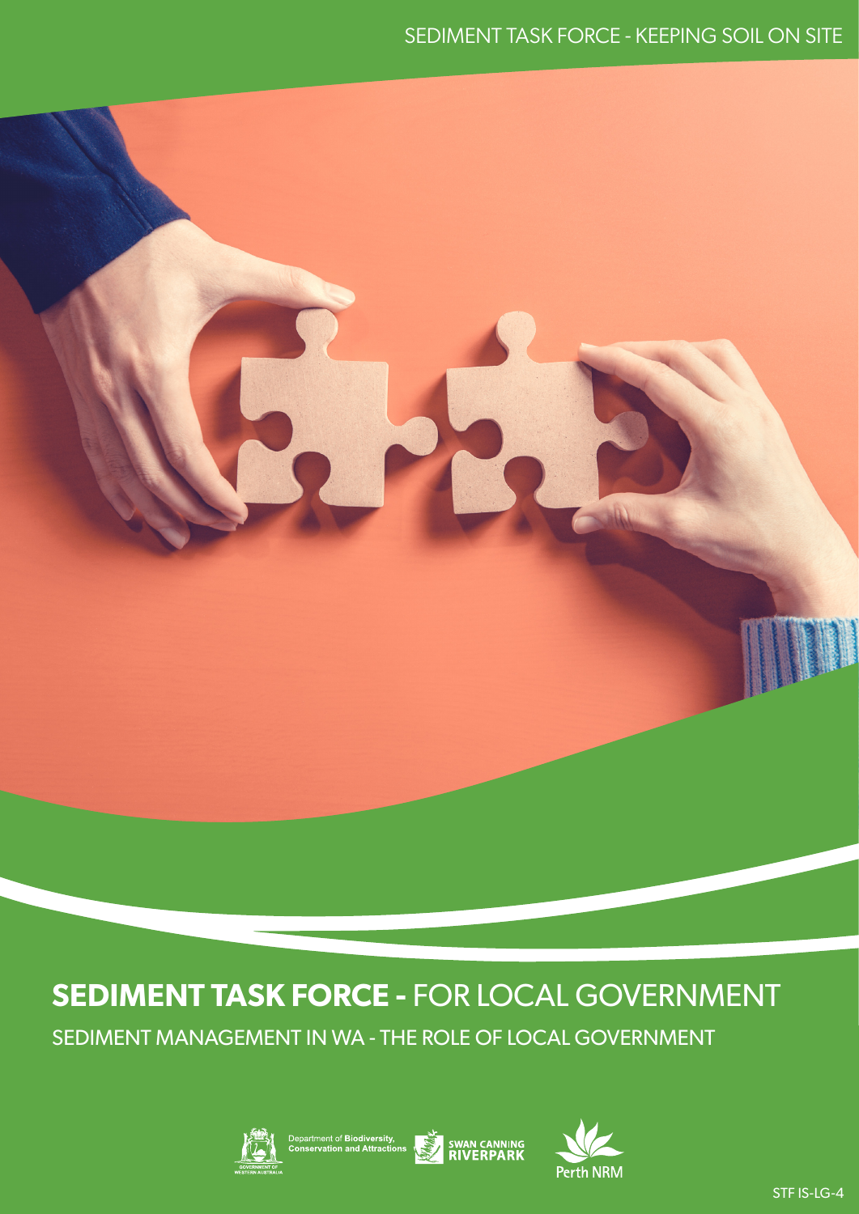SEDIMENT TASK FORCE - KEEPING SOIL ON SITE

# SEDIMENT TASK FORCE - FOR LOCAL GOVERNMENT

## SEDIMENT MANAGEMENT IN WA - THE ROLE OF LOCAL GOVERNMENT

Department of Biodiversity, Conservation and Attractions

SWAN CANNING RIVERPARK

Perth NRM

STF IS-LG-4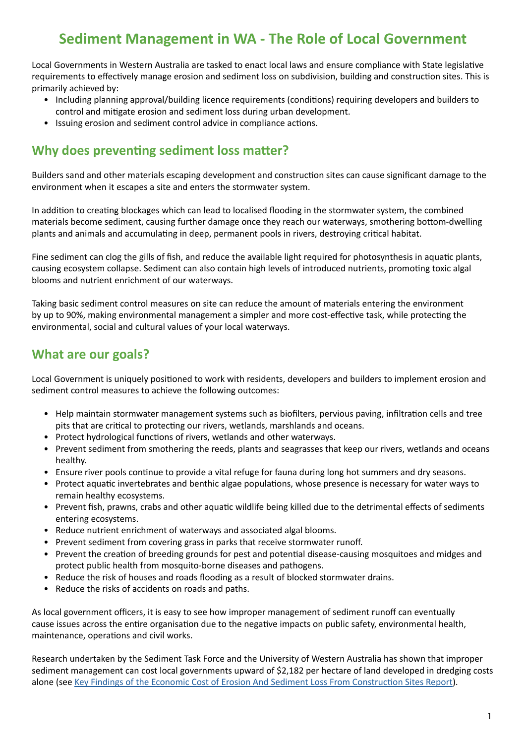# Sediment Management in WA - The Role of Local Government

Local Governments in Western Australia are tasked to enact local laws and ensure compliance with State legislative requirements to effectively manage erosion and sediment loss on subdivision, building and construction sites. This is primarily achieved by:

- Including planning approval/building licence requirements (conditions) requiring developers and builders to control and mitigate erosion and sediment loss during urban development.
- Issuing erosion and sediment control advice in compliance actions.

## Why does preventing sediment loss matter?

Builders sand and other materials escaping development and construction sites can cause significant damage to the environment when it escapes a site and enters the stormwater system.

In addition to creating blockages which can lead to localised flooding in the stormwater system, the combined materials become sediment, causing further damage once they reach our waterways, smothering bottom-dwelling plants and animals and accumulating in deep, permanent pools in rivers, destroying critical habitat.

Fine sediment can clog the gills of fish, and reduce the available light required for photosynthesis in aquatic plants, causing ecosystem collapse. Sediment can also contain high levels of introduced nutrients, promoting toxic algal blooms and nutrient enrichment of our waterways.

Taking basic sediment control measures on site can reduce the amount of materials entering the environment by up to 90%, making environmental management a simpler and more cost-effective task, while protecting the environmental, social and cultural values of your local waterways.

## What are our goals?

Local Government is uniquely positioned to work with residents, developers and builders to implement erosion and sediment control measures to achieve the following outcomes:

- Help maintain stormwater management systems such as biofilters, pervious paving, infiltration cells and tree pits that are critical to protecting our rivers, wetlands, marshlands and oceans.
- Protect hydrological functions of rivers, wetlands and other waterways.
- Prevent sediment from smothering the reeds, plants and seagrasses that keep our rivers, wetlands and oceans healthy.
- Ensure river pools continue to provide a vital refuge for fauna during long hot summers and dry seasons.
- Protect aquatic invertebrates and benthic algae populations, whose presence is necessary for water ways to remain healthy ecosystems.
- Prevent fish, prawns, crabs and other aquatic wildlife being killed due to the detrimental effects of sediments entering ecosystems.
- Reduce nutrient enrichment of waterways and associated algal blooms.
- Prevent sediment from covering grass in parks that receive stormwater runoff.
- Prevent the creation of breeding grounds for pest and potential disease-causing mosquitoes and midges and protect public health from mosquito-borne diseases and pathogens.
- Reduce the risk of houses and roads flooding as a result of blocked stormwater drains.
- Reduce the risks of accidents on roads and paths.

As local government officers, it is easy to see how improper management of sediment runoff can eventually cause issues across the entire organisation due to the negative impacts on public safety, environmental health, maintenance, operations and civil works.

Research undertaken by the Sediment Task Force and the University of Western Australia has shown that improper sediment management can cost local governments upward of $2,182 per hectare of land developed in dredging costs alone (see Key Findings of the Economic Cost of Erosion And Sediment Loss From Construction Sites Report).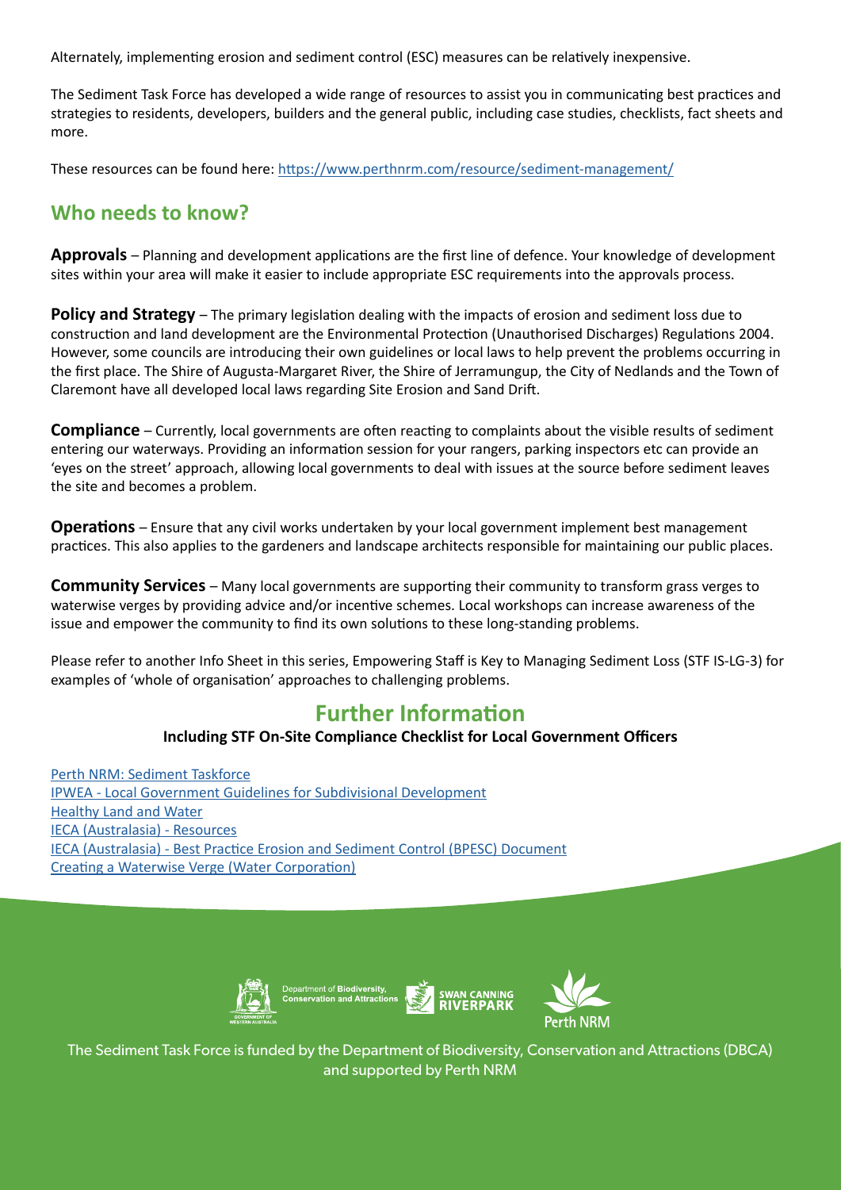Alternately, implementing erosion and sediment control (ESC) measures can be relatively inexpensive.

The Sediment Task Force has developed a wide range of resources to assist you in communicating best practices and strategies to residents, developers, builders and the general public, including case studies, checklists, fact sheets and more.

These resources can be found here: [https://www.perthnrm.com/resource/sediment-management/](https://www.perthnrm.com/resource/sediment-management/)

## Who needs to know?

**Approvals** – Planning and development applications are the first line of defence. Your knowledge of development sites within your area will make it easier to include appropriate ESC requirements into the approvals process.

**Policy and Strategy** – The primary legislation dealing with the impacts of erosion and sediment loss due to construction and land development are the Environmental Protection (Unauthorised Discharges) Regulations 2004. However, some councils are introducing their own guidelines or local laws to help prevent the problems occurring in the first place. The Shire of Augusta-Margaret River, the Shire of Jerramungup, the City of Nedlands and the Town of Claremont have all developed local laws regarding Site Erosion and Sand Drift.

**Compliance** – Currently, local governments are often reacting to complaints about the visible results of sediment entering our waterways. Providing an information session for your rangers, parking inspectors etc can provide an 'eyes on the street' approach, allowing local governments to deal with issues at the source before sediment leaves the site and becomes a problem.

**Operations** – Ensure that any civil works undertaken by your local government implement best management practices. This also applies to the gardeners and landscape architects responsible for maintaining our public places.

**Community Services** – Many local governments are supporting their community to transform grass verges to waterwise verges by providing advice and/or incentive schemes. Local workshops can increase awareness of the issue and empower the community to find its own solutions to these long-standing problems.

Please refer to another Info Sheet in this series, Empowering Staff is Key to Managing Sediment Loss (STF IS-LG-3) for examples of 'whole of organisation' approaches to challenging problems.

## Further Information

**Including STF On-Site Compliance Checklist for Local Government Officers**

Perth NRM: Sediment Taskforce
IPWEA - Local Government Guidelines for Subdivisional Development
Healthy Land and Water
IECA (Australasia) - Resources
IECA (Australasia) - Best Practice Erosion and Sediment Control (BPESC) Document
Creating a Waterwise Verge (Water Corporation)

Department of Biodiversity, Conservation and Attractions
SWAN CANNING RIVERPARK
Perth NRM

The Sediment Task Force is funded by the Department of Biodiversity, Conservation and Attractions (DBCA) and supported by Perth NRM